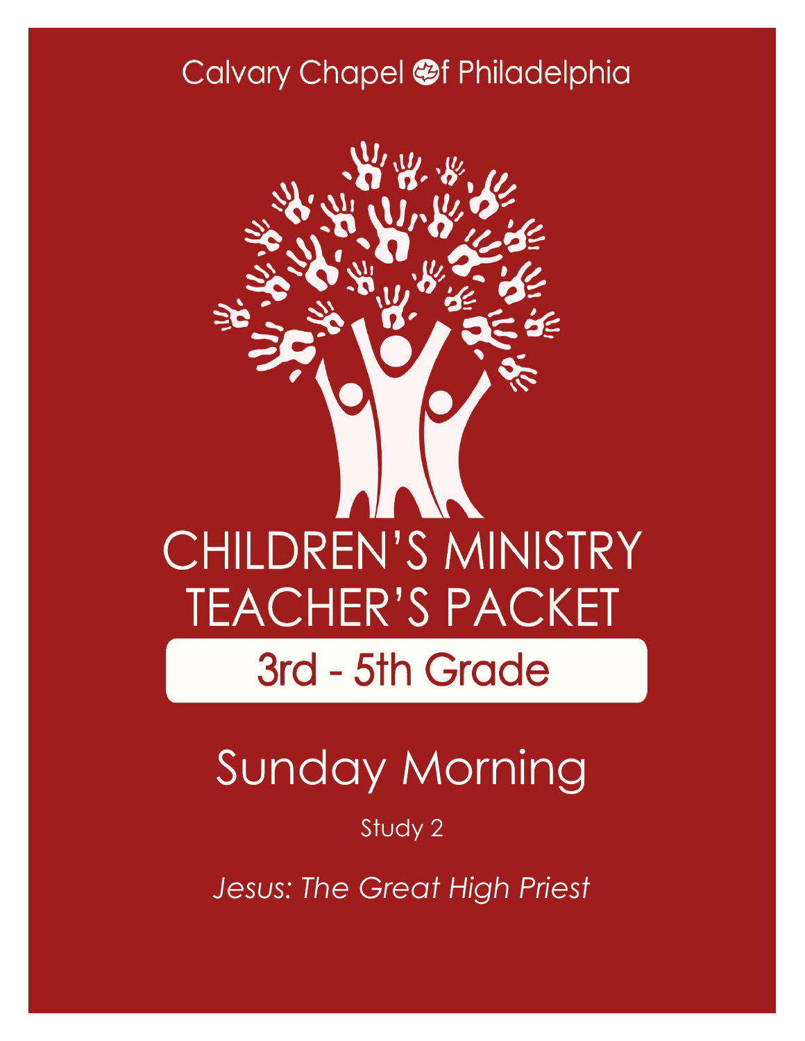Calvary Chapel of Philadelphia

# CHILDREN'S MINISTRY TEACHER'S PACKET

## 3rd - 5th Grade

# Sunday Morning

Study 2

*Jesus: The Great High Priest*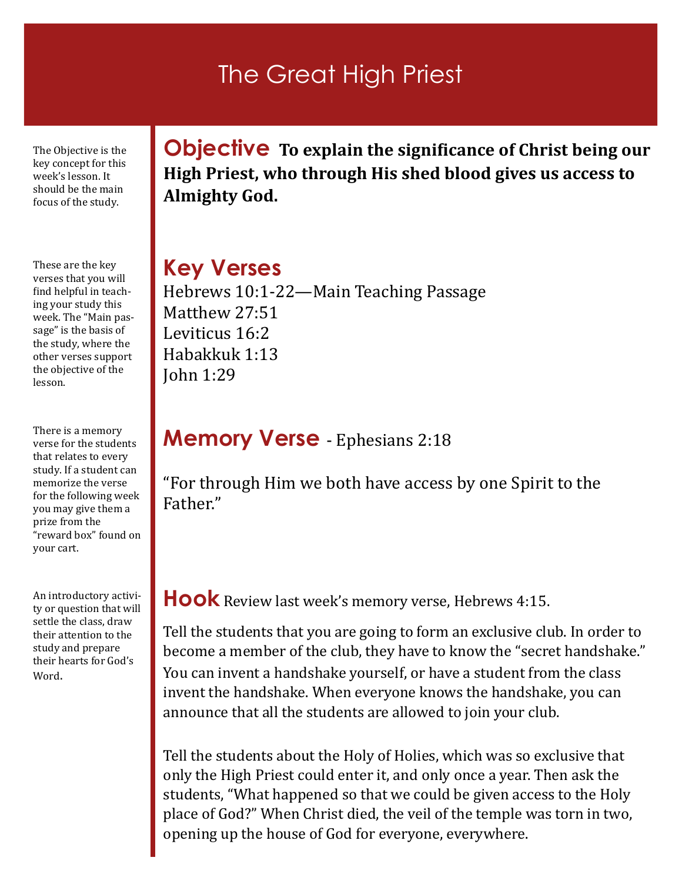# The Great High Priest

The Objective is the key concept for this week's lesson. It should be the main focus of the study.

## Objective

**To explain the significance of Christ being our High Priest, who through His shed blood gives us access to Almighty God.**

These are the key verses that you will find helpful in teaching your study this week. The "Main passage" is the basis of the study, where the other verses support the objective of the lesson.

## Key Verses

Hebrews 10:1-22—Main Teaching Passage
Matthew 27:51
Leviticus 16:2
Habakkuk 1:13
John 1:29

There is a memory verse for the students that relates to every study. If a student can memorize the verse for the following week you may give them a prize from the "reward box" found on your cart.

## Memory Verse - Ephesians 2:18

"For through Him we both have access by one Spirit to the Father."

An introductory activity or question that will settle the class, draw their attention to the study and prepare their hearts for God's Word.

## Hook

Review last week's memory verse, Hebrews 4:15.

Tell the students that you are going to form an exclusive club. In order to become a member of the club, they have to know the "secret handshake." You can invent a handshake yourself, or have a student from the class invent the handshake. When everyone knows the handshake, you can announce that all the students are allowed to join your club.

Tell the students about the Holy of Holies, which was so exclusive that only the High Priest could enter it, and only once a year. Then ask the students, "What happened so that we could be given access to the Holy place of God?" When Christ died, the veil of the temple was torn in two, opening up the house of God for everyone, everywhere.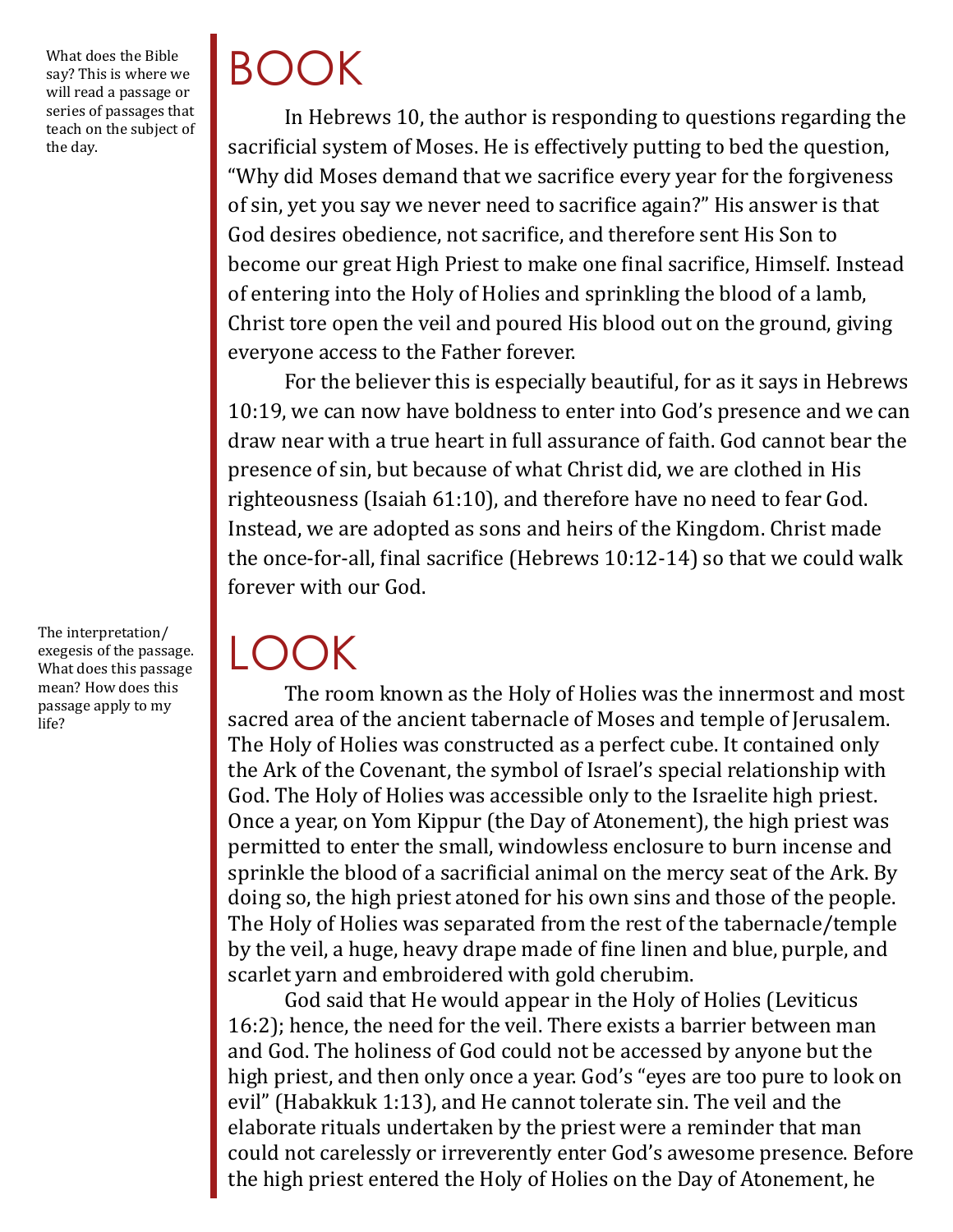What does the Bible say? This is where we will read a passage or series of passages that teach on the subject of the day.

# BOOK

In Hebrews 10, the author is responding to questions regarding the sacrificial system of Moses. He is effectively putting to bed the question, "Why did Moses demand that we sacrifice every year for the forgiveness of sin, yet you say we never need to sacrifice again?" His answer is that God desires obedience, not sacrifice, and therefore sent His Son to become our great High Priest to make one final sacrifice, Himself. Instead of entering into the Holy of Holies and sprinkling the blood of a lamb, Christ tore open the veil and poured His blood out on the ground, giving everyone access to the Father forever.

For the believer this is especially beautiful, for as it says in Hebrews 10:19, we can now have boldness to enter into God's presence and we can draw near with a true heart in full assurance of faith. God cannot bear the presence of sin, but because of what Christ did, we are clothed in His righteousness (Isaiah 61:10), and therefore have no need to fear God. Instead, we are adopted as sons and heirs of the Kingdom. Christ made the once-for-all, final sacrifice (Hebrews 10:12-14) so that we could walk forever with our God.

The interpretation/exegesis of the passage. What does this passage mean? How does this passage apply to my life?

# LOOK

The room known as the Holy of Holies was the innermost and most sacred area of the ancient tabernacle of Moses and temple of Jerusalem. The Holy of Holies was constructed as a perfect cube. It contained only the Ark of the Covenant, the symbol of Israel's special relationship with God. The Holy of Holies was accessible only to the Israelite high priest. Once a year, on Yom Kippur (the Day of Atonement), the high priest was permitted to enter the small, windowless enclosure to burn incense and sprinkle the blood of a sacrificial animal on the mercy seat of the Ark. By doing so, the high priest atoned for his own sins and those of the people. The Holy of Holies was separated from the rest of the tabernacle/temple by the veil, a huge, heavy drape made of fine linen and blue, purple, and scarlet yarn and embroidered with gold cherubim.

God said that He would appear in the Holy of Holies (Leviticus 16:2); hence, the need for the veil. There exists a barrier between man and God. The holiness of God could not be accessed by anyone but the high priest, and then only once a year. God's "eyes are too pure to look on evil" (Habakkuk 1:13), and He cannot tolerate sin. The veil and the elaborate rituals undertaken by the priest were a reminder that man could not carelessly or irreverently enter God's awesome presence. Before the high priest entered the Holy of Holies on the Day of Atonement, he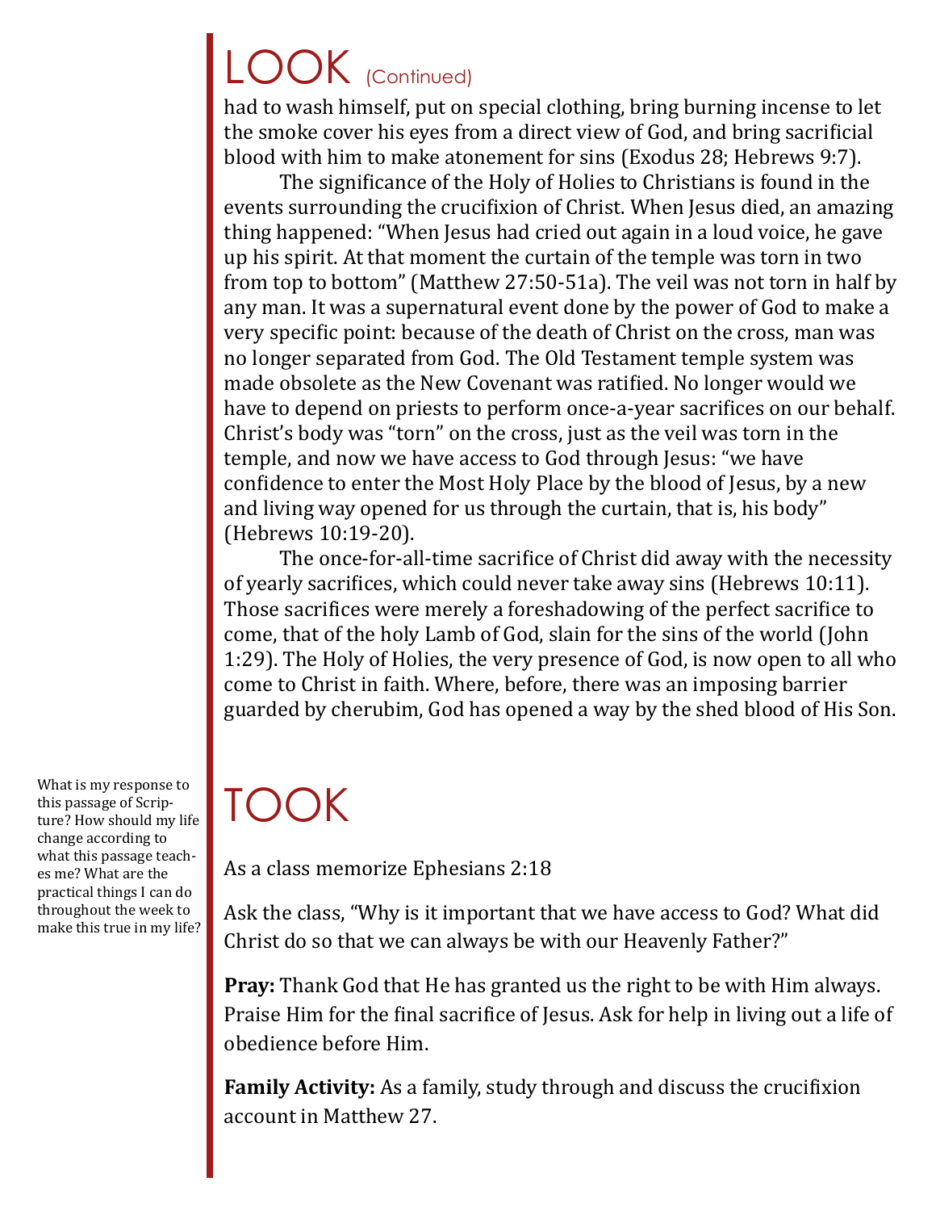# LOOK (Continued)

had to wash himself, put on special clothing, bring burning incense to let the smoke cover his eyes from a direct view of God, and bring sacrificial blood with him to make atonement for sins (Exodus 28; Hebrews 9:7).

The significance of the Holy of Holies to Christians is found in the events surrounding the crucifixion of Christ. When Jesus died, an amazing thing happened: "When Jesus had cried out again in a loud voice, he gave up his spirit. At that moment the curtain of the temple was torn in two from top to bottom" (Matthew 27:50-51a). The veil was not torn in half by any man. It was a supernatural event done by the power of God to make a very specific point: because of the death of Christ on the cross, man was no longer separated from God. The Old Testament temple system was made obsolete as the New Covenant was ratified. No longer would we have to depend on priests to perform once-a-year sacrifices on our behalf. Christ's body was "torn" on the cross, just as the veil was torn in the temple, and now we have access to God through Jesus: "we have confidence to enter the Most Holy Place by the blood of Jesus, by a new and living way opened for us through the curtain, that is, his body" (Hebrews 10:19-20).

The once-for-all-time sacrifice of Christ did away with the necessity of yearly sacrifices, which could never take away sins (Hebrews 10:11). Those sacrifices were merely a foreshadowing of the perfect sacrifice to come, that of the holy Lamb of God, slain for the sins of the world (John 1:29). The Holy of Holies, the very presence of God, is now open to all who come to Christ in faith. Where, before, there was an imposing barrier guarded by cherubim, God has opened a way by the shed blood of His Son.

# TOOK

What is my response to this passage of Scripture? How should my life change according to what this passage teaches me? What are the practical things I can do throughout the week to make this true in my life?

As a class memorize Ephesians 2:18

Ask the class, "Why is it important that we have access to God? What did Christ do so that we can always be with our Heavenly Father?"

**Pray:** Thank God that He has granted us the right to be with Him always. Praise Him for the final sacrifice of Jesus. Ask for help in living out a life of obedience before Him.

**Family Activity:** As a family, study through and discuss the crucifixion account in Matthew 27.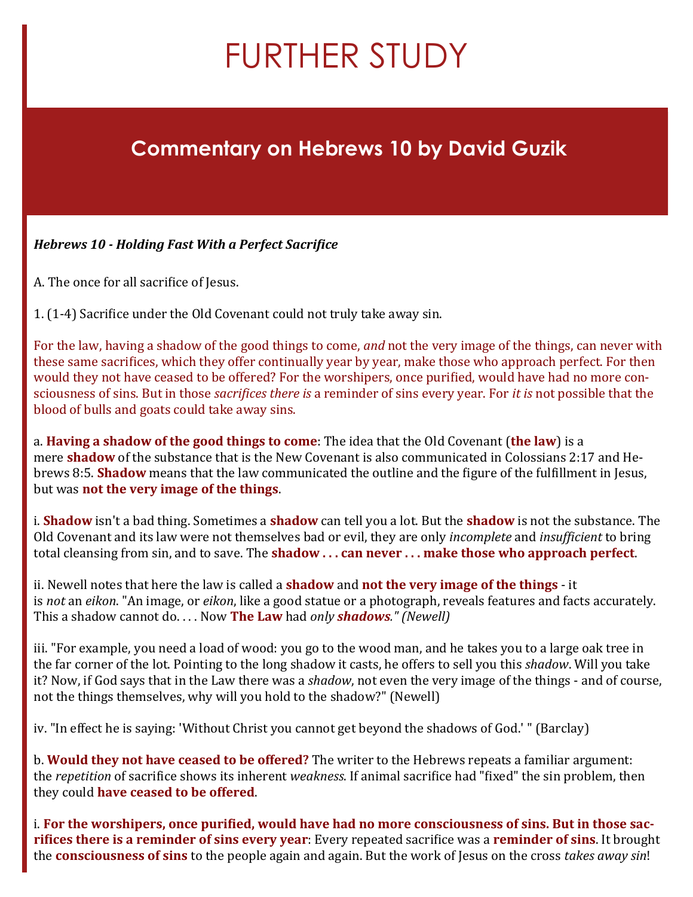# FURTHER STUDY

## Commentary on Hebrews 10 by David Guzik

***Hebrews 10 - Holding Fast With a Perfect Sacrifice***

A. The once for all sacrifice of Jesus.

1. (1-4) Sacrifice under the Old Covenant could not truly take away sin.

For the law, having a shadow of the good things to come, *and* not the very image of the things, can never with these same sacrifices, which they offer continually year by year, make those who approach perfect. For then would they not have ceased to be offered? For the worshipers, once purified, would have had no more consciousness of sins. But in those *sacrifices there is* a reminder of sins every year. For *it is* not possible that the blood of bulls and goats could take away sins.

a. **Having a shadow of the good things to come**: The idea that the Old Covenant (**the law**) is a mere **shadow** of the substance that is the New Covenant is also communicated in Colossians 2:17 and Hebrews 8:5. **Shadow** means that the law communicated the outline and the figure of the fulfillment in Jesus, but was **not the very image of the things**.

i. **Shadow** isn't a bad thing. Sometimes a **shadow** can tell you a lot. But the **shadow** is not the substance. The Old Covenant and its law were not themselves bad or evil, they are only *incomplete* and *insufficient* to bring total cleansing from sin, and to save. The **shadow . . . can never . . . make those who approach perfect**.

ii. Newell notes that here the law is called a **shadow** and **not the very image of the things** - it is *not* an *eikon*. "An image, or *eikon*, like a good statue or a photograph, reveals features and facts accurately. This a shadow cannot do. . . . Now **The Law** had *only* ***shadows***." *(Newell)*

iii. "For example, you need a load of wood: you go to the wood man, and he takes you to a large oak tree in the far corner of the lot. Pointing to the long shadow it casts, he offers to sell you this *shadow*. Will you take it? Now, if God says that in the Law there was a *shadow*, not even the very image of the things - and of course, not the things themselves, why will you hold to the shadow?" (Newell)

iv. "In effect he is saying: 'Without Christ you cannot get beyond the shadows of God.' " (Barclay)

b. **Would they not have ceased to be offered?** The writer to the Hebrews repeats a familiar argument: the *repetition* of sacrifice shows its inherent *weakness*. If animal sacrifice had "fixed" the sin problem, then they could **have ceased to be offered**.

i. **For the worshipers, once purified, would have had no more consciousness of sins. But in those sacrifices there is a reminder of sins every year**: Every repeated sacrifice was a **reminder of sins**. It brought the **consciousness of sins** to the people again and again. But the work of Jesus on the cross *takes away sin*!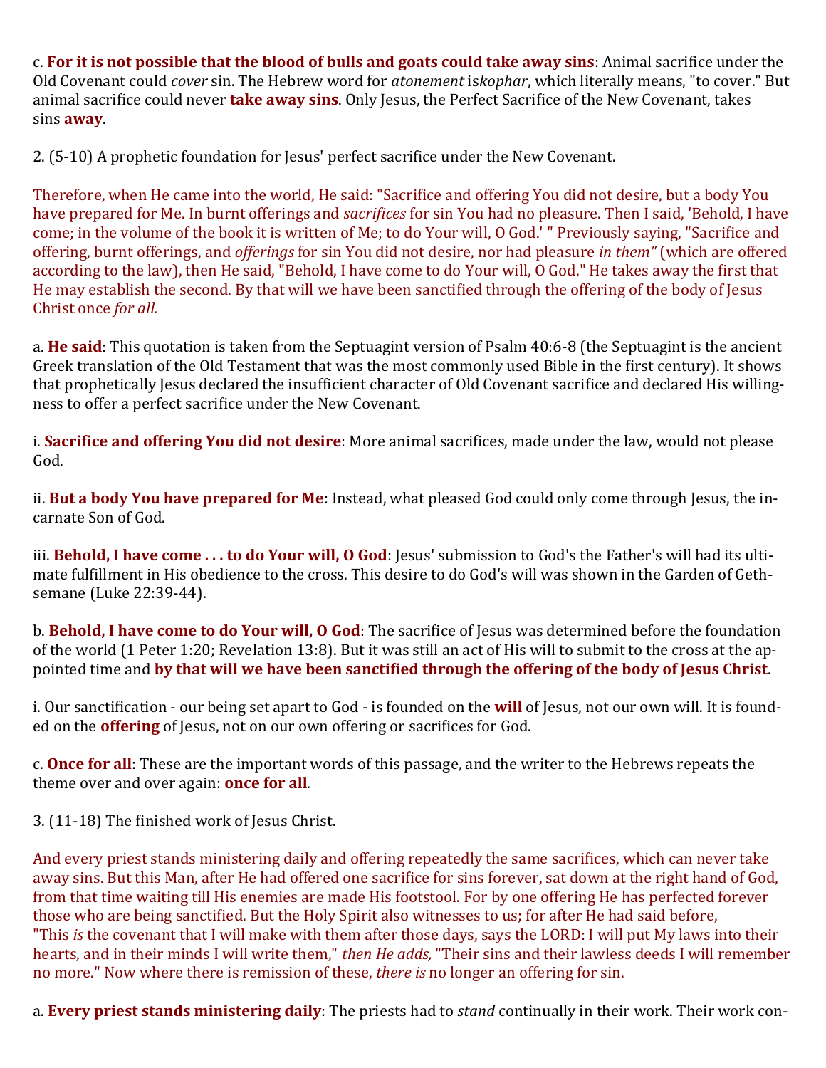c. **For it is not possible that the blood of bulls and goats could take away sins**: Animal sacrifice under the Old Covenant could *cover* sin. The Hebrew word for *atonement* is*kophar*, which literally means, "to cover." But animal sacrifice could never **take away sins**. Only Jesus, the Perfect Sacrifice of the New Covenant, takes sins **away**.

2. (5-10) A prophetic foundation for Jesus' perfect sacrifice under the New Covenant.

Therefore, when He came into the world, He said: "Sacrifice and offering You did not desire, but a body You have prepared for Me. In burnt offerings and *sacrifices* for sin You had no pleasure. Then I said, 'Behold, I have come; in the volume of the book it is written of Me; to do Your will, O God.' " Previously saying, "Sacrifice and offering, burnt offerings, and *offerings* for sin You did not desire, nor had pleasure *in them"* (which are offered according to the law), then He said, "Behold, I have come to do Your will, O God." He takes away the first that He may establish the second. By that will we have been sanctified through the offering of the body of Jesus Christ once *for all.*

a. **He said**: This quotation is taken from the Septuagint version of Psalm 40:6-8 (the Septuagint is the ancient Greek translation of the Old Testament that was the most commonly used Bible in the first century). It shows that prophetically Jesus declared the insufficient character of Old Covenant sacrifice and declared His willingness to offer a perfect sacrifice under the New Covenant.

i. **Sacrifice and offering You did not desire**: More animal sacrifices, made under the law, would not please God.

ii. **But a body You have prepared for Me**: Instead, what pleased God could only come through Jesus, the incarnate Son of God.

iii. **Behold, I have come . . . to do Your will, O God**: Jesus' submission to God's the Father's will had its ultimate fulfillment in His obedience to the cross. This desire to do God's will was shown in the Garden of Gethsemane (Luke 22:39-44).

b. **Behold, I have come to do Your will, O God**: The sacrifice of Jesus was determined before the foundation of the world (1 Peter 1:20; Revelation 13:8). But it was still an act of His will to submit to the cross at the appointed time and **by that will we have been sanctified through the offering of the body of Jesus Christ**.

i. Our sanctification - our being set apart to God - is founded on the **will** of Jesus, not our own will. It is founded on the **offering** of Jesus, not on our own offering or sacrifices for God.

c. **Once for all**: These are the important words of this passage, and the writer to the Hebrews repeats the theme over and over again: **once for all**.

3. (11-18) The finished work of Jesus Christ.

And every priest stands ministering daily and offering repeatedly the same sacrifices, which can never take away sins. But this Man, after He had offered one sacrifice for sins forever, sat down at the right hand of God, from that time waiting till His enemies are made His footstool. For by one offering He has perfected forever those who are being sanctified. But the Holy Spirit also witnesses to us; for after He had said before, "This *is* the covenant that I will make with them after those days, says the LORD: I will put My laws into their hearts, and in their minds I will write them," *then He adds,* "Their sins and their lawless deeds I will remember no more." Now where there is remission of these, *there is* no longer an offering for sin.

a. **Every priest stands ministering daily**: The priests had to *stand* continually in their work. Their work con-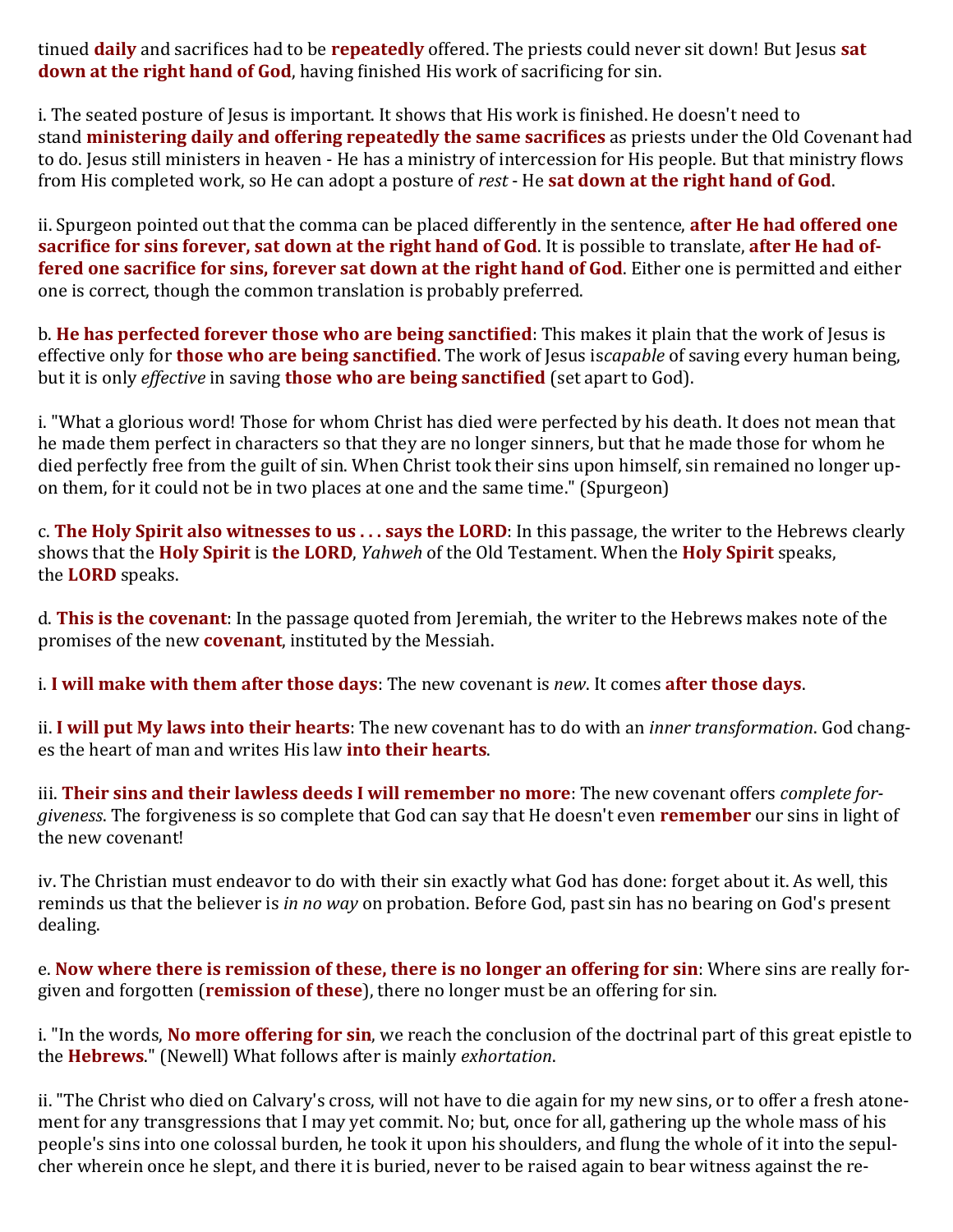tinued **daily** and sacrifices had to be **repeatedly** offered. The priests could never sit down! But Jesus **sat down at the right hand of God**, having finished His work of sacrificing for sin.

i. The seated posture of Jesus is important. It shows that His work is finished. He doesn't need to stand **ministering daily and offering repeatedly the same sacrifices** as priests under the Old Covenant had to do. Jesus still ministers in heaven - He has a ministry of intercession for His people. But that ministry flows from His completed work, so He can adopt a posture of *rest* - He **sat down at the right hand of God**.

ii. Spurgeon pointed out that the comma can be placed differently in the sentence, **after He had offered one sacrifice for sins forever, sat down at the right hand of God**. It is possible to translate, **after He had offered one sacrifice for sins, forever sat down at the right hand of God**. Either one is permitted and either one is correct, though the common translation is probably preferred.

b. **He has perfected forever those who are being sanctified**: This makes it plain that the work of Jesus is effective only for **those who are being sanctified**. The work of Jesus is *capable* of saving every human being, but it is only *effective* in saving **those who are being sanctified** (set apart to God).

i. "What a glorious word! Those for whom Christ has died were perfected by his death. It does not mean that he made them perfect in characters so that they are no longer sinners, but that he made those for whom he died perfectly free from the guilt of sin. When Christ took their sins upon himself, sin remained no longer upon them, for it could not be in two places at one and the same time." (Spurgeon)

c. **The Holy Spirit also witnesses to us . . . says the LORD**: In this passage, the writer to the Hebrews clearly shows that the **Holy Spirit** is **the LORD**, *Yahweh* of the Old Testament. When the **Holy Spirit** speaks, the **LORD** speaks.

d. **This is the covenant**: In the passage quoted from Jeremiah, the writer to the Hebrews makes note of the promises of the new **covenant**, instituted by the Messiah.

i. **I will make with them after those days**: The new covenant is *new*. It comes **after those days**.

ii. **I will put My laws into their hearts**: The new covenant has to do with an *inner transformation*. God changes the heart of man and writes His law **into their hearts**.

iii. **Their sins and their lawless deeds I will remember no more**: The new covenant offers *complete forgiveness*. The forgiveness is so complete that God can say that He doesn't even **remember** our sins in light of the new covenant!

iv. The Christian must endeavor to do with their sin exactly what God has done: forget about it. As well, this reminds us that the believer is *in no way* on probation. Before God, past sin has no bearing on God's present dealing.

e. **Now where there is remission of these, there is no longer an offering for sin**: Where sins are really forgiven and forgotten (**remission of these**), there no longer must be an offering for sin.

i. "In the words, **No more offering for sin**, we reach the conclusion of the doctrinal part of this great epistle to the **Hebrews**." (Newell) What follows after is mainly *exhortation*.

ii. "The Christ who died on Calvary's cross, will not have to die again for my new sins, or to offer a fresh atonement for any transgressions that I may yet commit. No; but, once for all, gathering up the whole mass of his people's sins into one colossal burden, he took it upon his shoulders, and flung the whole of it into the sepulcher wherein once he slept, and there it is buried, never to be raised again to bear witness against the re-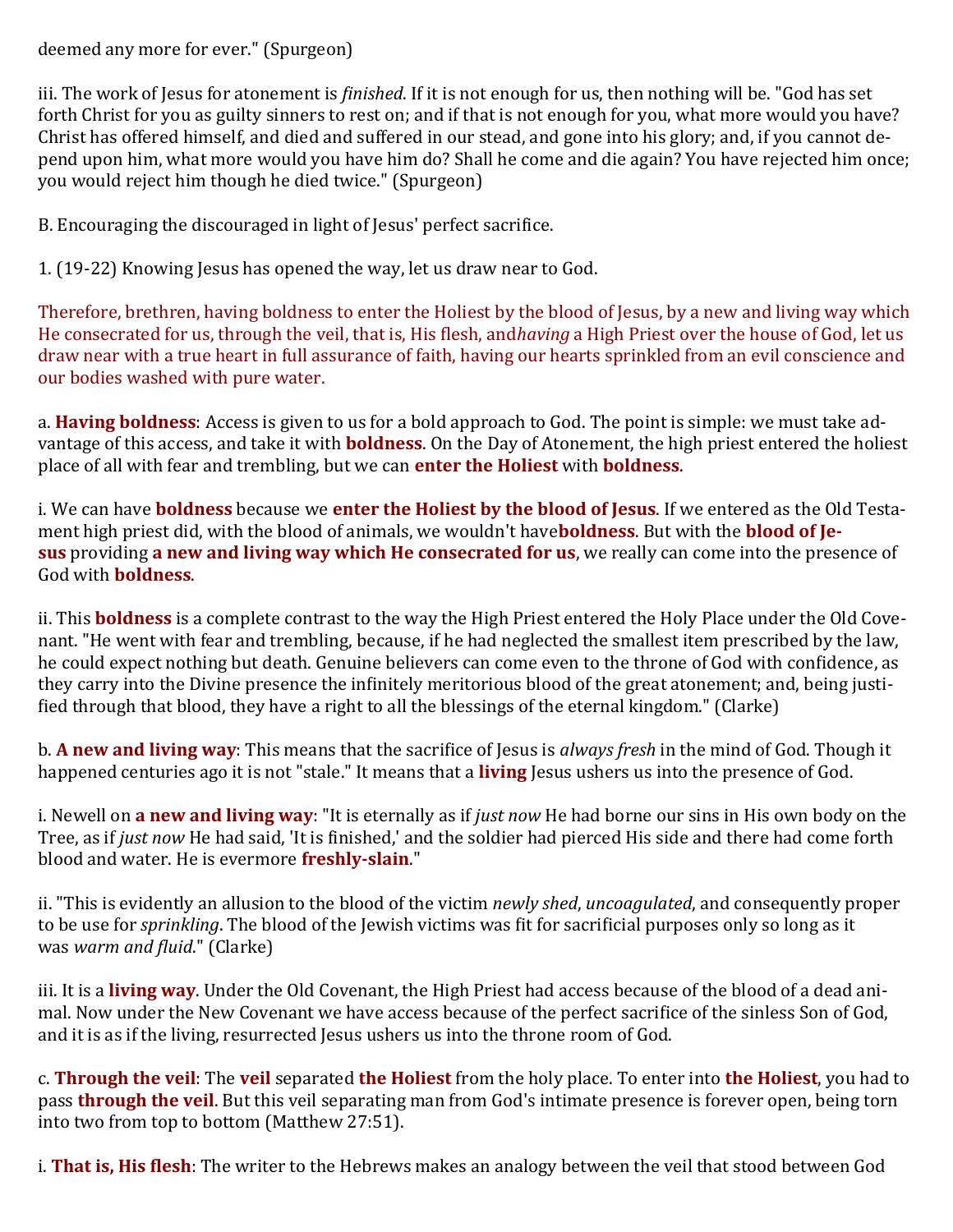deemed any more for ever." (Spurgeon)

iii. The work of Jesus for atonement is *finished*. If it is not enough for us, then nothing will be. "God has set forth Christ for you as guilty sinners to rest on; and if that is not enough for you, what more would you have? Christ has offered himself, and died and suffered in our stead, and gone into his glory; and, if you cannot depend upon him, what more would you have him do? Shall he come and die again? You have rejected him once; you would reject him though he died twice." (Spurgeon)

B. Encouraging the discouraged in light of Jesus' perfect sacrifice.

1. (19-22) Knowing Jesus has opened the way, let us draw near to God.

Therefore, brethren, having boldness to enter the Holiest by the blood of Jesus, by a new and living way which He consecrated for us, through the veil, that is, His flesh, and*having* a High Priest over the house of God, let us draw near with a true heart in full assurance of faith, having our hearts sprinkled from an evil conscience and our bodies washed with pure water.

a. **Having boldness**: Access is given to us for a bold approach to God. The point is simple: we must take advantage of this access, and take it with **boldness**. On the Day of Atonement, the high priest entered the holiest place of all with fear and trembling, but we can **enter the Holiest** with **boldness**.

i. We can have **boldness** because we **enter the Holiest by the blood of Jesus**. If we entered as the Old Testament high priest did, with the blood of animals, we wouldn't have**boldness**. But with the **blood of Jesus** providing **a new and living way which He consecrated for us**, we really can come into the presence of God with **boldness**.

ii. This **boldness** is a complete contrast to the way the High Priest entered the Holy Place under the Old Covenant. "He went with fear and trembling, because, if he had neglected the smallest item prescribed by the law, he could expect nothing but death. Genuine believers can come even to the throne of God with confidence, as they carry into the Divine presence the infinitely meritorious blood of the great atonement; and, being justified through that blood, they have a right to all the blessings of the eternal kingdom." (Clarke)

b. **A new and living way**: This means that the sacrifice of Jesus is *always fresh* in the mind of God. Though it happened centuries ago it is not "stale." It means that a **living** Jesus ushers us into the presence of God.

i. Newell on **a new and living way**: "It is eternally as if *just now* He had borne our sins in His own body on the Tree, as if *just now* He had said, 'It is finished,' and the soldier had pierced His side and there had come forth blood and water. He is evermore **freshly-slain**."

ii. "This is evidently an allusion to the blood of the victim *newly shed*, *uncoagulated*, and consequently proper to be use for *sprinkling*. The blood of the Jewish victims was fit for sacrificial purposes only so long as it was *warm and fluid*." (Clarke)

iii. It is a **living way**. Under the Old Covenant, the High Priest had access because of the blood of a dead animal. Now under the New Covenant we have access because of the perfect sacrifice of the sinless Son of God, and it is as if the living, resurrected Jesus ushers us into the throne room of God.

c. **Through the veil**: The **veil** separated **the Holiest** from the holy place. To enter into **the Holiest**, you had to pass **through the veil**. But this veil separating man from God's intimate presence is forever open, being torn into two from top to bottom (Matthew 27:51).

i. **That is, His flesh**: The writer to the Hebrews makes an analogy between the veil that stood between God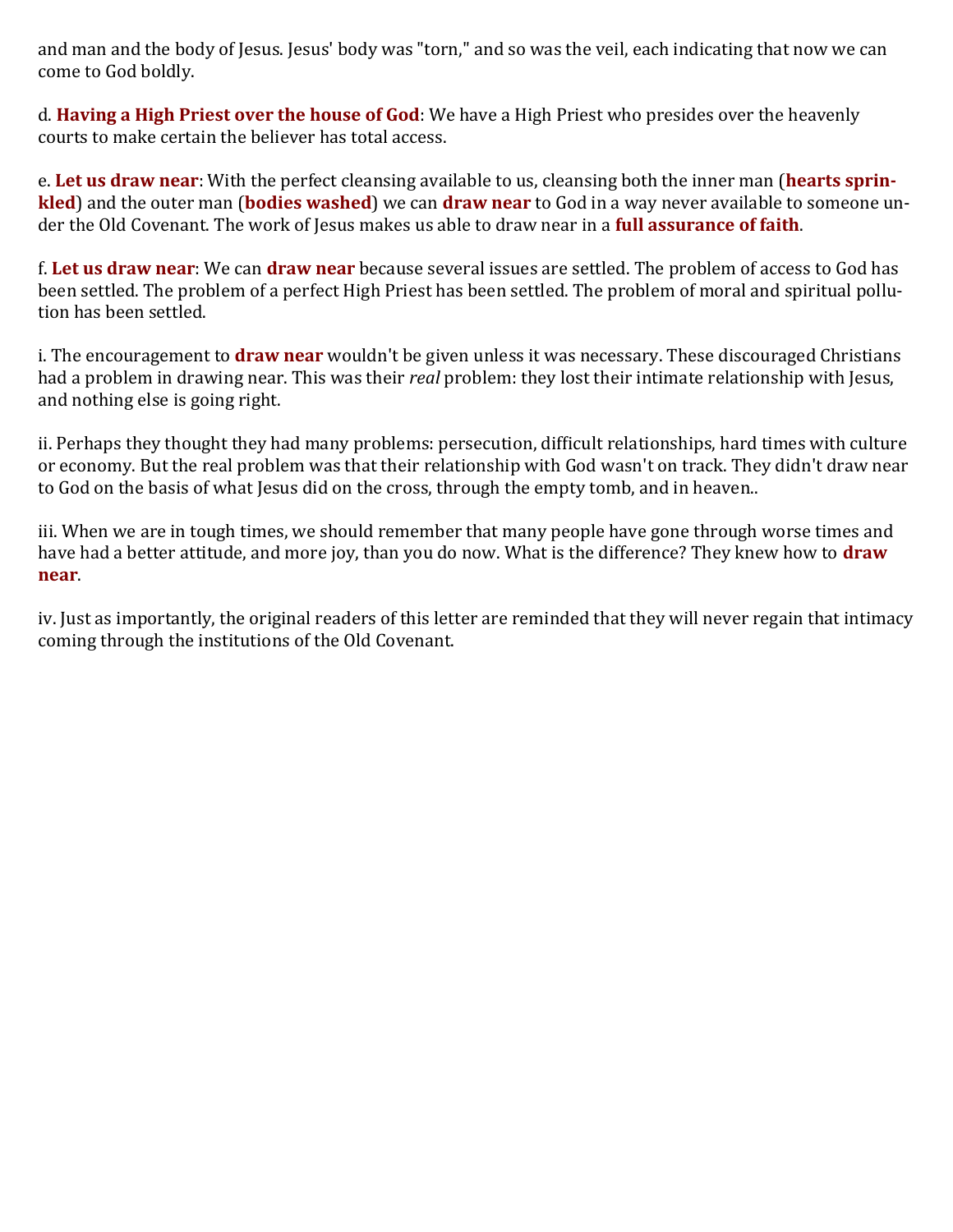and man and the body of Jesus. Jesus' body was "torn," and so was the veil, each indicating that now we can come to God boldly.

d. **Having a High Priest over the house of God**: We have a High Priest who presides over the heavenly courts to make certain the believer has total access.

e. **Let us draw near**: With the perfect cleansing available to us, cleansing both the inner man (**hearts sprinkled**) and the outer man (**bodies washed**) we can **draw near** to God in a way never available to someone under the Old Covenant. The work of Jesus makes us able to draw near in a **full assurance of faith**.

f. **Let us draw near**: We can **draw near** because several issues are settled. The problem of access to God has been settled. The problem of a perfect High Priest has been settled. The problem of moral and spiritual pollution has been settled.

i. The encouragement to **draw near** wouldn't be given unless it was necessary. These discouraged Christians had a problem in drawing near. This was their *real* problem: they lost their intimate relationship with Jesus, and nothing else is going right.

ii. Perhaps they thought they had many problems: persecution, difficult relationships, hard times with culture or economy. But the real problem was that their relationship with God wasn't on track. They didn't draw near to God on the basis of what Jesus did on the cross, through the empty tomb, and in heaven..

iii. When we are in tough times, we should remember that many people have gone through worse times and have had a better attitude, and more joy, than you do now. What is the difference? They knew how to **draw near**.

iv. Just as importantly, the original readers of this letter are reminded that they will never regain that intimacy coming through the institutions of the Old Covenant.